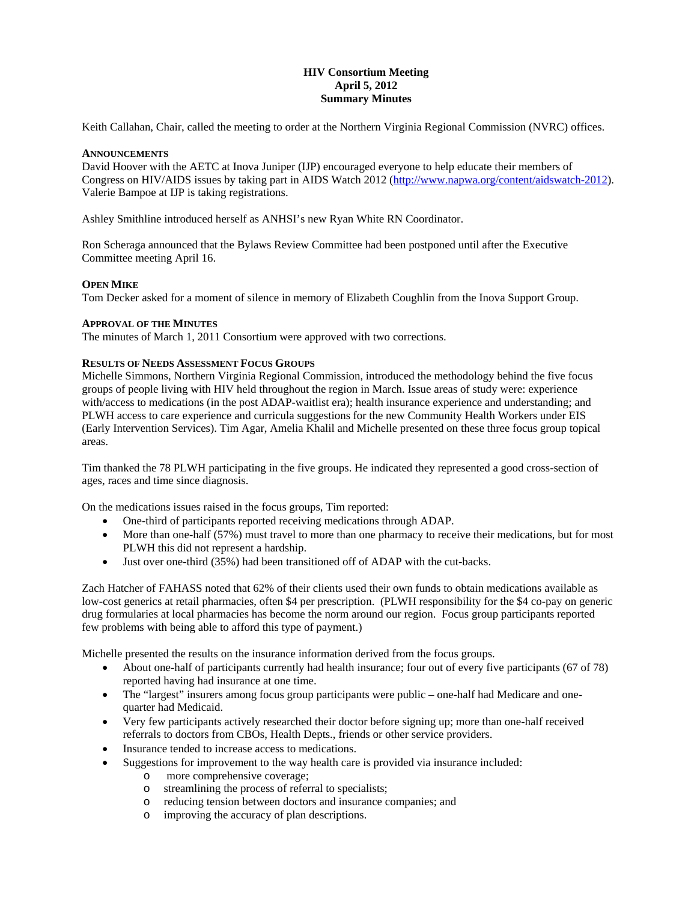**HIV Consortium Meeting**
**April 5, 2012**
**Summary Minutes**

Keith Callahan, Chair, called the meeting to order at the Northern Virginia Regional Commission (NVRC) offices.

**ANNOUNCEMENTS**

David Hoover with the AETC at Inova Juniper (IJP) encouraged everyone to help educate their members of Congress on HIV/AIDS issues by taking part in AIDS Watch 2012 (http://www.napwa.org/content/aidswatch-2012). Valerie Bampoe at IJP is taking registrations.

Ashley Smithline introduced herself as ANHSI's new Ryan White RN Coordinator.

Ron Scheraga announced that the Bylaws Review Committee had been postponed until after the Executive Committee meeting April 16.

**OPEN MIKE**

Tom Decker asked for a moment of silence in memory of Elizabeth Coughlin from the Inova Support Group.

**APPROVAL OF THE MINUTES**

The minutes of March 1, 2011 Consortium were approved with two corrections.

**RESULTS OF NEEDS ASSESSMENT FOCUS GROUPS**

Michelle Simmons, Northern Virginia Regional Commission, introduced the methodology behind the five focus groups of people living with HIV held throughout the region in March. Issue areas of study were: experience with/access to medications (in the post ADAP-waitlist era); health insurance experience and understanding; and PLWH access to care experience and curricula suggestions for the new Community Health Workers under EIS (Early Intervention Services). Tim Agar, Amelia Khalil and Michelle presented on these three focus group topical areas.

Tim thanked the 78 PLWH participating in the five groups. He indicated they represented a good cross-section of ages, races and time since diagnosis.

On the medications issues raised in the focus groups, Tim reported:

- One-third of participants reported receiving medications through ADAP.
- More than one-half (57%) must travel to more than one pharmacy to receive their medications, but for most PLWH this did not represent a hardship.
- Just over one-third (35%) had been transitioned off of ADAP with the cut-backs.

Zach Hatcher of FAHASS noted that 62% of their clients used their own funds to obtain medications available as low-cost generics at retail pharmacies, often $4 per prescription. (PLWH responsibility for the $4 co-pay on generic drug formularies at local pharmacies has become the norm around our region. Focus group participants reported few problems with being able to afford this type of payment.)

Michelle presented the results on the insurance information derived from the focus groups.

- About one-half of participants currently had health insurance; four out of every five participants (67 of 78) reported having had insurance at one time.
- The "largest" insurers among focus group participants were public – one-half had Medicare and one-quarter had Medicaid.
- Very few participants actively researched their doctor before signing up; more than one-half received referrals to doctors from CBOs, Health Depts., friends or other service providers.
- Insurance tended to increase access to medications.
- Suggestions for improvement to the way health care is provided via insurance included:
    - more comprehensive coverage;
    - streamlining the process of referral to specialists;
    - reducing tension between doctors and insurance companies; and
    - improving the accuracy of plan descriptions.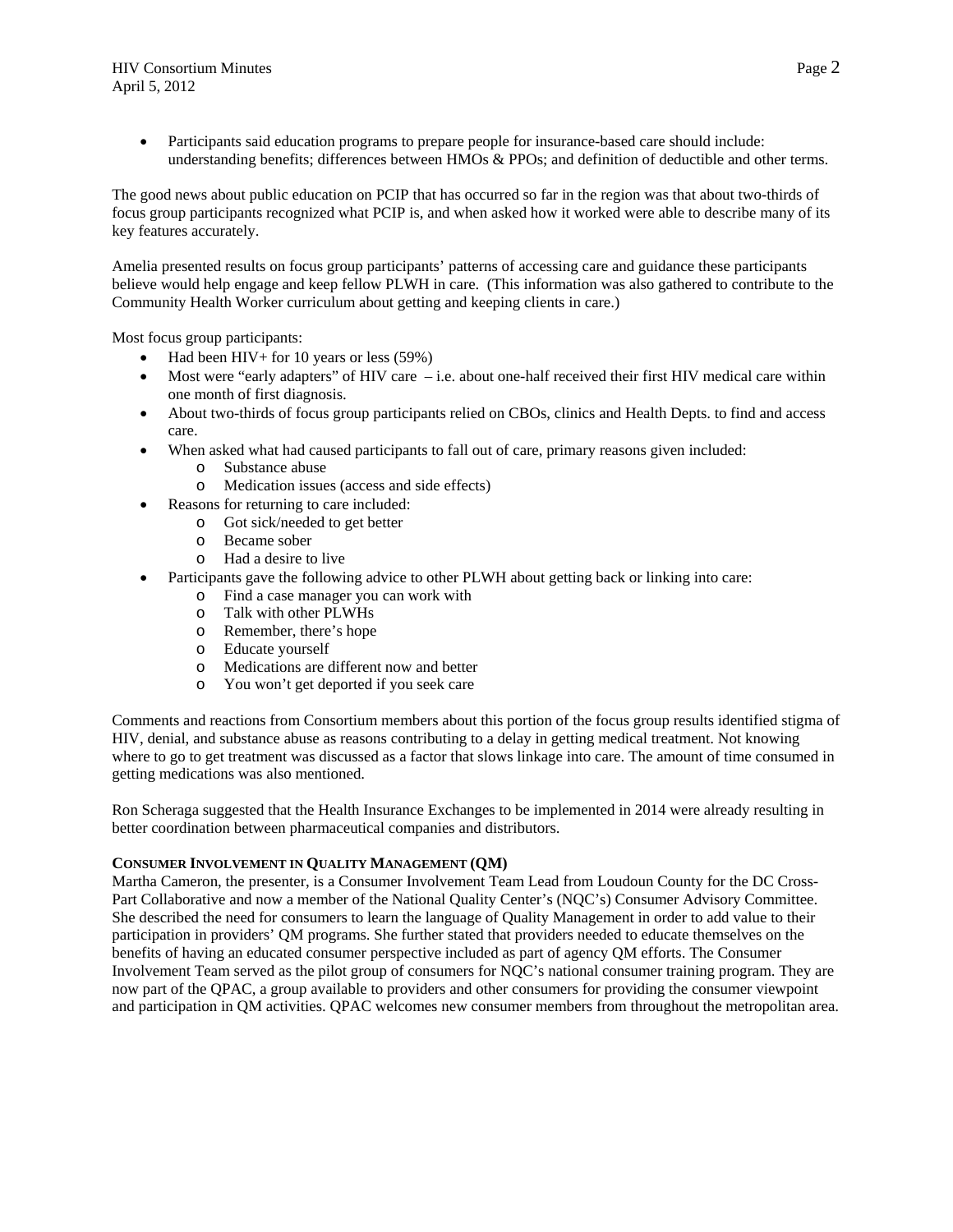- Participants said education programs to prepare people for insurance-based care should include: understanding benefits; differences between HMOs & PPOs; and definition of deductible and other terms.

The good news about public education on PCIP that has occurred so far in the region was that about two-thirds of focus group participants recognized what PCIP is, and when asked how it worked were able to describe many of its key features accurately.

Amelia presented results on focus group participants' patterns of accessing care and guidance these participants believe would help engage and keep fellow PLWH in care. (This information was also gathered to contribute to the Community Health Worker curriculum about getting and keeping clients in care.)

Most focus group participants:

- Had been HIV+ for 10 years or less (59%)
- Most were "early adapters" of HIV care – i.e. about one-half received their first HIV medical care within one month of first diagnosis.
- About two-thirds of focus group participants relied on CBOs, clinics and Health Depts. to find and access care.
- When asked what had caused participants to fall out of care, primary reasons given included:
    - Substance abuse
    - Medication issues (access and side effects)
- Reasons for returning to care included:
    - Got sick/needed to get better
    - Became sober
    - Had a desire to live
- Participants gave the following advice to other PLWH about getting back or linking into care:
    - Find a case manager you can work with
    - Talk with other PLWHs
    - Remember, there's hope
    - Educate yourself
    - Medications are different now and better
    - You won't get deported if you seek care

Comments and reactions from Consortium members about this portion of the focus group results identified stigma of HIV, denial, and substance abuse as reasons contributing to a delay in getting medical treatment. Not knowing where to go to get treatment was discussed as a factor that slows linkage into care. The amount of time consumed in getting medications was also mentioned.

Ron Scheraga suggested that the Health Insurance Exchanges to be implemented in 2014 were already resulting in better coordination between pharmaceutical companies and distributors.

**CONSUMER INVOLVEMENT IN QUALITY MANAGEMENT (QM)**

Martha Cameron, the presenter, is a Consumer Involvement Team Lead from Loudoun County for the DC Cross-Part Collaborative and now a member of the National Quality Center's (NQC's) Consumer Advisory Committee. She described the need for consumers to learn the language of Quality Management in order to add value to their participation in providers' QM programs. She further stated that providers needed to educate themselves on the benefits of having an educated consumer perspective included as part of agency QM efforts. The Consumer Involvement Team served as the pilot group of consumers for NQC's national consumer training program. They are now part of the QPAC, a group available to providers and other consumers for providing the consumer viewpoint and participation in QM activities. QPAC welcomes new consumer members from throughout the metropolitan area.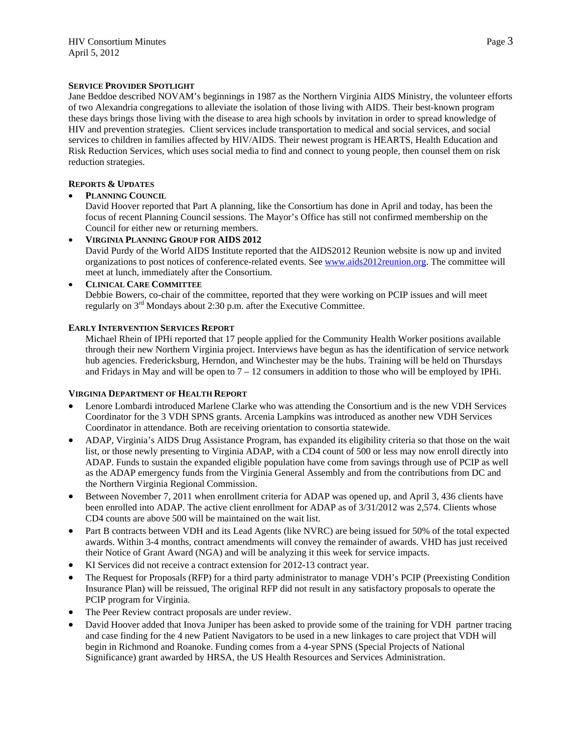### SERVICE PROVIDER SPOTLIGHT

Jane Beddoe described NOVAM's beginnings in 1987 as the Northern Virginia AIDS Ministry, the volunteer efforts of two Alexandria congregations to alleviate the isolation of those living with AIDS. Their best-known program these days brings those living with the disease to area high schools by invitation in order to spread knowledge of HIV and prevention strategies. Client services include transportation to medical and social services, and social services to children in families affected by HIV/AIDS. Their newest program is HEARTS, Health Education and Risk Reduction Services, which uses social media to find and connect to young people, then counsel them on risk reduction strategies.

### REPORTS & UPDATES

- **PLANNING COUNCIL**
  David Hoover reported that Part A planning, like the Consortium has done in April and today, has been the focus of recent Planning Council sessions. The Mayor's Office has still not confirmed membership on the Council for either new or returning members.
- **VIRGINIA PLANNING GROUP FOR AIDS 2012**
  David Purdy of the World AIDS Institute reported that the AIDS2012 Reunion website is now up and invited organizations to post notices of conference-related events. See www.aids2012reunion.org. The committee will meet at lunch, immediately after the Consortium.
- **CLINICAL CARE COMMITTEE**
  Debbie Bowers, co-chair of the committee, reported that they were working on PCIP issues and will meet regularly on 3rd Mondays about 2:30 p.m. after the Executive Committee.

### EARLY INTERVENTION SERVICES REPORT

Michael Rhein of IPHi reported that 17 people applied for the Community Health Worker positions available through their new Northern Virginia project. Interviews have begun as has the identification of service network hub agencies. Fredericksburg, Herndon, and Winchester may be the hubs. Training will be held on Thursdays and Fridays in May and will be open to 7 – 12 consumers in addition to those who will be employed by IPHi.

### VIRGINIA DEPARTMENT OF HEALTH REPORT

- Lenore Lombardi introduced Marlene Clarke who was attending the Consortium and is the new VDH Services Coordinator for the 3 VDH SPNS grants. Arcenia Lampkins was introduced as another new VDH Services Coordinator in attendance. Both are receiving orientation to consortia statewide.
- ADAP, Virginia's AIDS Drug Assistance Program, has expanded its eligibility criteria so that those on the wait list, or those newly presenting to Virginia ADAP, with a CD4 count of 500 or less may now enroll directly into ADAP. Funds to sustain the expanded eligible population have come from savings through use of PCIP as well as the ADAP emergency funds from the Virginia General Assembly and from the contributions from DC and the Northern Virginia Regional Commission.
- Between November 7, 2011 when enrollment criteria for ADAP was opened up, and April 3, 436 clients have been enrolled into ADAP. The active client enrollment for ADAP as of 3/31/2012 was 2,574. Clients whose CD4 counts are above 500 will be maintained on the wait list.
- Part B contracts between VDH and its Lead Agents (like NVRC) are being issued for 50% of the total expected awards. Within 3-4 months, contract amendments will convey the remainder of awards. VHD has just received their Notice of Grant Award (NGA) and will be analyzing it this week for service impacts.
- KI Services did not receive a contract extension for 2012-13 contract year.
- The Request for Proposals (RFP) for a third party administrator to manage VDH's PCIP (Preexisting Condition Insurance Plan) will be reissued, The original RFP did not result in any satisfactory proposals to operate the PCIP program for Virginia.
- The Peer Review contract proposals are under review.
- David Hoover added that Inova Juniper has been asked to provide some of the training for VDH partner tracing and case finding for the 4 new Patient Navigators to be used in a new linkages to care project that VDH will begin in Richmond and Roanoke. Funding comes from a 4-year SPNS (Special Projects of National Significance) grant awarded by HRSA, the US Health Resources and Services Administration.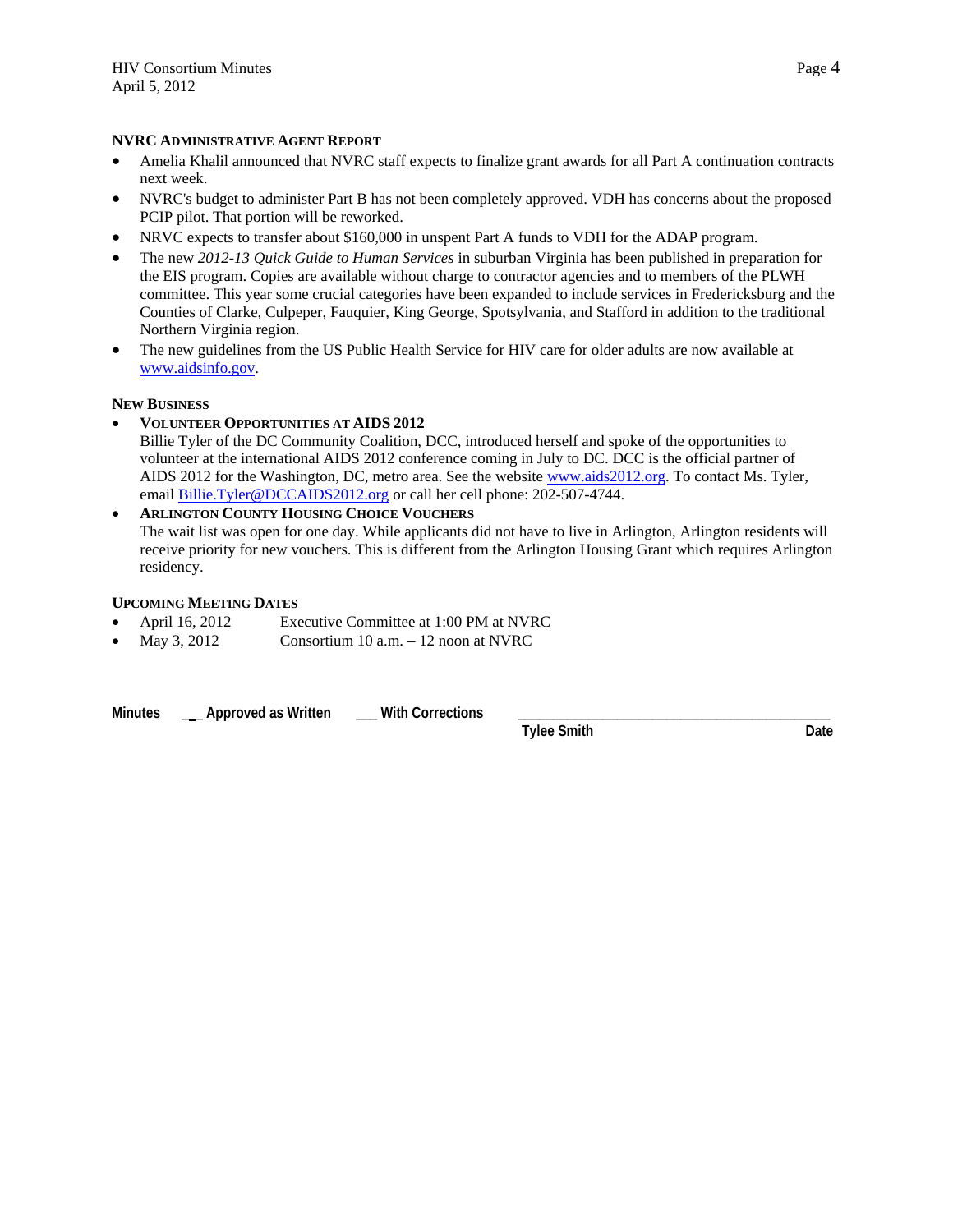### NVRC Administrative Agent Report

- Amelia Khalil announced that NVRC staff expects to finalize grant awards for all Part A continuation contracts next week.
- NVRC's budget to administer Part B has not been completely approved. VDH has concerns about the proposed PCIP pilot. That portion will be reworked.
- NRVC expects to transfer about $160,000 in unspent Part A funds to VDH for the ADAP program.
- The new *2012-13 Quick Guide to Human Services* in suburban Virginia has been published in preparation for the EIS program. Copies are available without charge to contractor agencies and to members of the PLWH committee. This year some crucial categories have been expanded to include services in Fredericksburg and the Counties of Clarke, Culpeper, Fauquier, King George, Spotsylvania, and Stafford in addition to the traditional Northern Virginia region.
- The new guidelines from the US Public Health Service for HIV care for older adults are now available at www.aidsinfo.gov.

### New Business

- **Volunteer Opportunities at AIDS 2012**
  Billie Tyler of the DC Community Coalition, DCC, introduced herself and spoke of the opportunities to volunteer at the international AIDS 2012 conference coming in July to DC. DCC is the official partner of AIDS 2012 for the Washington, DC, metro area. See the website www.aids2012.org. To contact Ms. Tyler, email Billie.Tyler@DCCAIDS2012.org or call her cell phone: 202-507-4744.
- **Arlington County Housing Choice Vouchers**
  The wait list was open for one day. While applicants did not have to live in Arlington, Arlington residents will receive priority for new vouchers. This is different from the Arlington Housing Grant which requires Arlington residency.

### Upcoming Meeting Dates

- April 16, 2012 — Executive Committee at 1:00 PM at NVRC
- May 3, 2012 — Consortium 10 a.m. – 12 noon at NVRC

**Minutes** __ **Approved as Written** ___ **With Corrections** ________________________________________

**Tylee Smith** **Date**